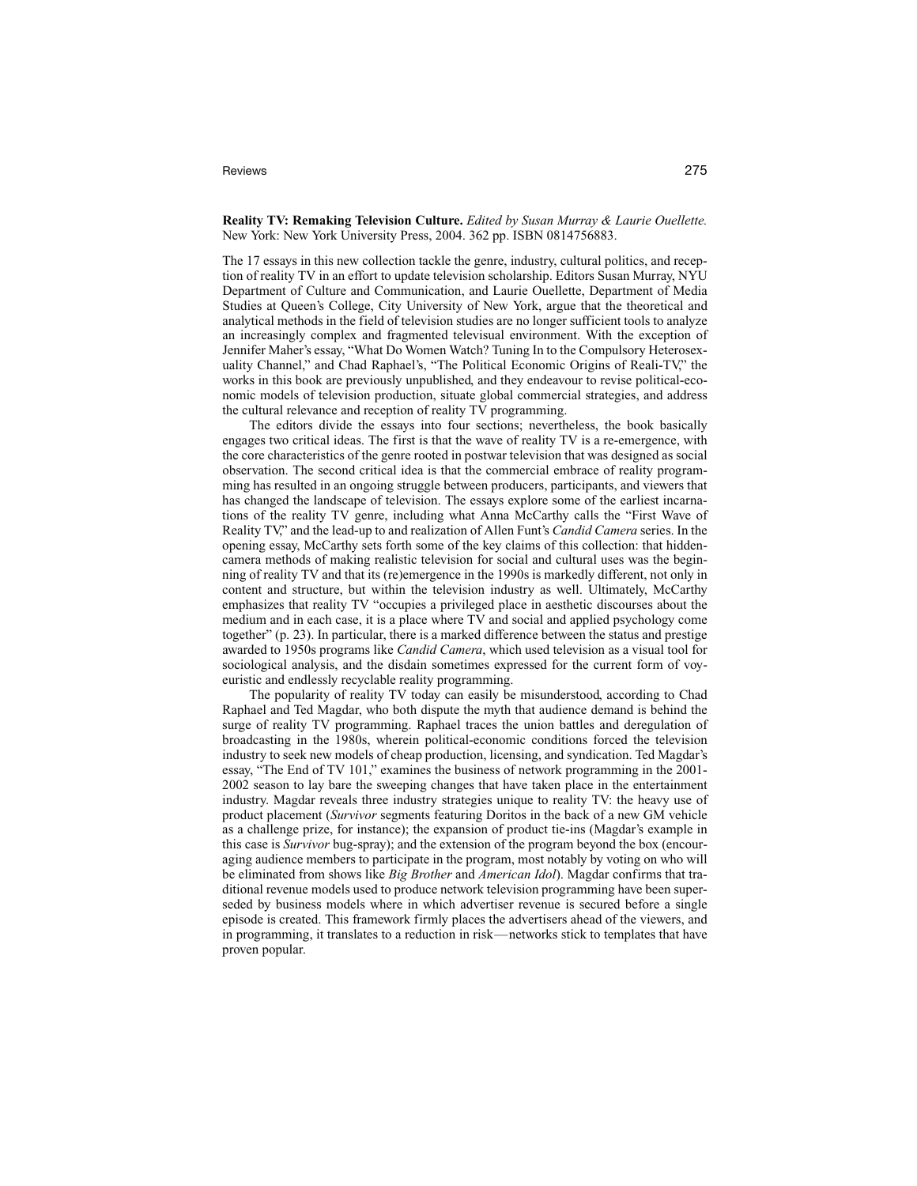**Reality TV: Remaking Television Culture.** *Edited by Susan Murray & Laurie Ouellette.* New York: New York University Press, 2004. 362 pp. ISBN 0814756883.

The 17 essays in this new collection tackle the genre, industry, cultural politics, and reception of reality TV in an effort to update television scholarship. Editors Susan Murray, NYU Department of Culture and Communication, and Laurie Ouellette, Department of Media Studies at Queen's College, City University of New York, argue that the theoretical and analytical methods in the field of television studies are no longer sufficient tools to analyze an increasingly complex and fragmented televisual environment. With the exception of Jennifer Maher's essay, "What Do Women Watch? Tuning In to the Compulsory Heterosexuality Channel," and Chad Raphael's, "The Political Economic Origins of Reali-TV," the works in this book are previously unpublished, and they endeavour to revise political-economic models of television production, situate global commercial strategies, and address the cultural relevance and reception of reality TV programming.

The editors divide the essays into four sections; nevertheless, the book basically engages two critical ideas. The first is that the wave of reality TV is a re-emergence, with the core characteristics of the genre rooted in postwar television that was designed as social observation. The second critical idea is that the commercial embrace of reality programming has resulted in an ongoing struggle between producers, participants, and viewers that has changed the landscape of television. The essays explore some of the earliest incarnations of the reality TV genre, including what Anna McCarthy calls the "First Wave of Reality TV," and the lead-up to and realization of Allen Funt's *Candid Camera* series. In the opening essay, McCarthy sets forth some of the key claims of this collection: that hidden-camera methods of making realistic television for social and cultural uses was the beginning of reality TV and that its (re)emergence in the 1990s is markedly different, not only in content and structure, but within the television industry as well. Ultimately, McCarthy emphasizes that reality TV "occupies a privileged place in aesthetic discourses about the medium and in each case, it is a place where TV and social and applied psychology come together" (p. 23). In particular, there is a marked difference between the status and prestige awarded to 1950s programs like *Candid Camera*, which used television as a visual tool for sociological analysis, and the disdain sometimes expressed for the current form of voyeuristic and endlessly recyclable reality programming.

The popularity of reality TV today can easily be misunderstood, according to Chad Raphael and Ted Magdar, who both dispute the myth that audience demand is behind the surge of reality TV programming. Raphael traces the union battles and deregulation of broadcasting in the 1980s, wherein political-economic conditions forced the television industry to seek new models of cheap production, licensing, and syndication. Ted Magdar's essay, "The End of TV 101," examines the business of network programming in the 2001-2002 season to lay bare the sweeping changes that have taken place in the entertainment industry. Magdar reveals three industry strategies unique to reality TV: the heavy use of product placement (*Survivor* segments featuring Doritos in the back of a new GM vehicle as a challenge prize, for instance); the expansion of product tie-ins (Magdar's example in this case is *Survivor* bug-spray); and the extension of the program beyond the box (encouraging audience members to participate in the program, most notably by voting on who will be eliminated from shows like *Big Brother* and *American Idol*). Magdar confirms that traditional revenue models used to produce network television programming have been superseded by business models where in which advertiser revenue is secured before a single episode is created. This framework firmly places the advertisers ahead of the viewers, and in programming, it translates to a reduction in risk—networks stick to templates that have proven popular.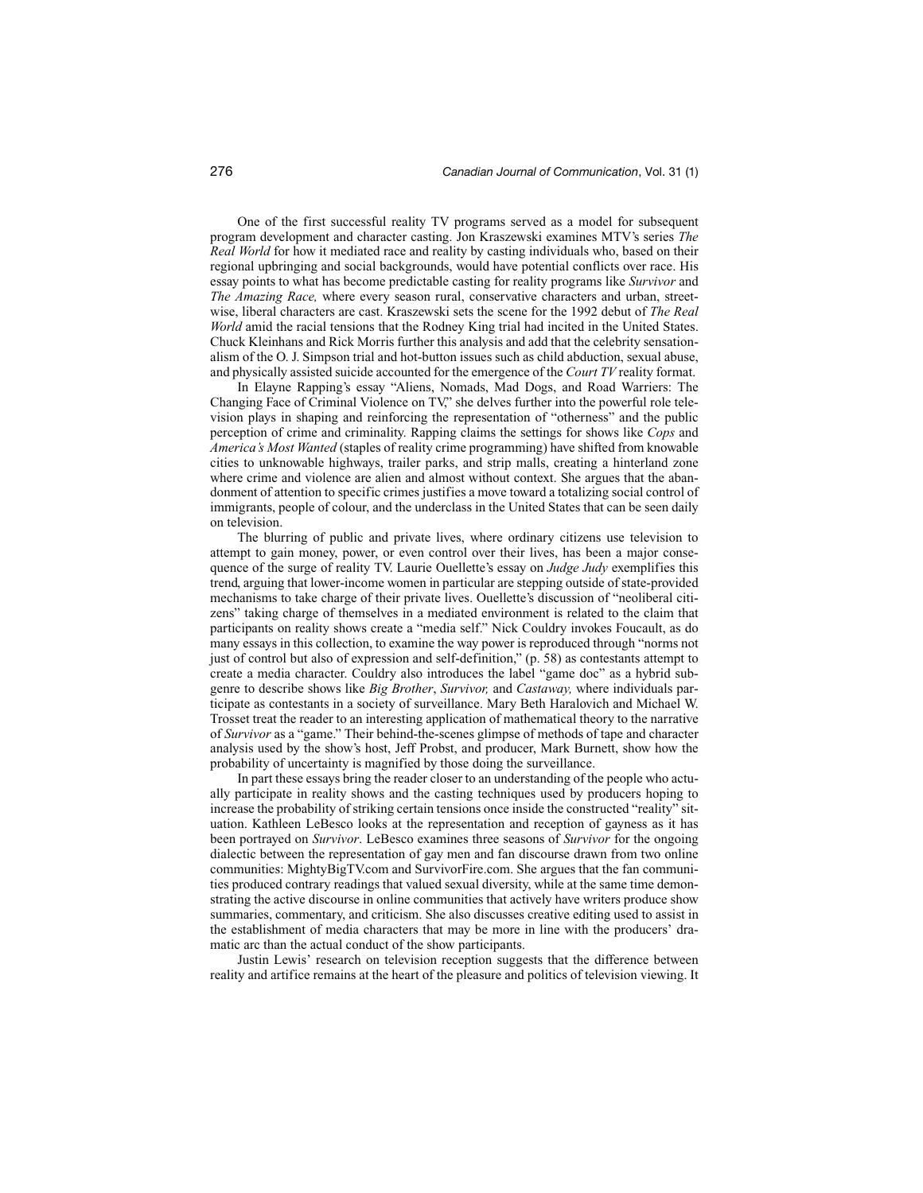One of the first successful reality TV programs served as a model for subsequent program development and character casting. Jon Kraszewski examines MTV's series *The Real World* for how it mediated race and reality by casting individuals who, based on their regional upbringing and social backgrounds, would have potential conflicts over race. His essay points to what has become predictable casting for reality programs like *Survivor* and *The Amazing Race,* where every season rural, conservative characters and urban, streetwise, liberal characters are cast. Kraszewski sets the scene for the 1992 debut of *The Real World* amid the racial tensions that the Rodney King trial had incited in the United States. Chuck Kleinhans and Rick Morris further this analysis and add that the celebrity sensationalism of the O. J. Simpson trial and hot-button issues such as child abduction, sexual abuse, and physically assisted suicide accounted for the emergence of the *Court TV* reality format.

In Elayne Rapping's essay "Aliens, Nomads, Mad Dogs, and Road Warriors: The Changing Face of Criminal Violence on TV," she delves further into the powerful role television plays in shaping and reinforcing the representation of "otherness" and the public perception of crime and criminality. Rapping claims the settings for shows like *Cops* and *America's Most Wanted* (staples of reality crime programming) have shifted from knowable cities to unknowable highways, trailer parks, and strip malls, creating a hinterland zone where crime and violence are alien and almost without context. She argues that the abandonment of attention to specific crimes justifies a move toward a totalizing social control of immigrants, people of colour, and the underclass in the United States that can be seen daily on television.

The blurring of public and private lives, where ordinary citizens use television to attempt to gain money, power, or even control over their lives, has been a major consequence of the surge of reality TV. Laurie Ouellette's essay on *Judge Judy* exemplifies this trend, arguing that lower-income women in particular are stepping outside of state-provided mechanisms to take charge of their private lives. Ouellette's discussion of "neoliberal citizens" taking charge of themselves in a mediated environment is related to the claim that participants on reality shows create a "media self." Nick Couldry invokes Foucault, as do many essays in this collection, to examine the way power is reproduced through "norms not just of control but also of expression and self-definition," (p. 58) as contestants attempt to create a media character. Couldry also introduces the label "game doc" as a hybrid subgenre to describe shows like *Big Brother*, *Survivor,* and *Castaway,* where individuals participate as contestants in a society of surveillance. Mary Beth Haralovich and Michael W. Trosset treat the reader to an interesting application of mathematical theory to the narrative of *Survivor* as a "game." Their behind-the-scenes glimpse of methods of tape and character analysis used by the show's host, Jeff Probst, and producer, Mark Burnett, show how the probability of uncertainty is magnified by those doing the surveillance.

In part these essays bring the reader closer to an understanding of the people who actually participate in reality shows and the casting techniques used by producers hoping to increase the probability of striking certain tensions once inside the constructed "reality" situation. Kathleen LeBesco looks at the representation and reception of gayness as it has been portrayed on *Survivor*. LeBesco examines three seasons of *Survivor* for the ongoing dialectic between the representation of gay men and fan discourse drawn from two online communities: MightyBigTV.com and SurvivorFire.com. She argues that the fan communities produced contrary readings that valued sexual diversity, while at the same time demonstrating the active discourse in online communities that actively have writers produce show summaries, commentary, and criticism. She also discusses creative editing used to assist in the establishment of media characters that may be more in line with the producers' dramatic arc than the actual conduct of the show participants.

Justin Lewis' research on television reception suggests that the difference between reality and artifice remains at the heart of the pleasure and politics of television viewing. It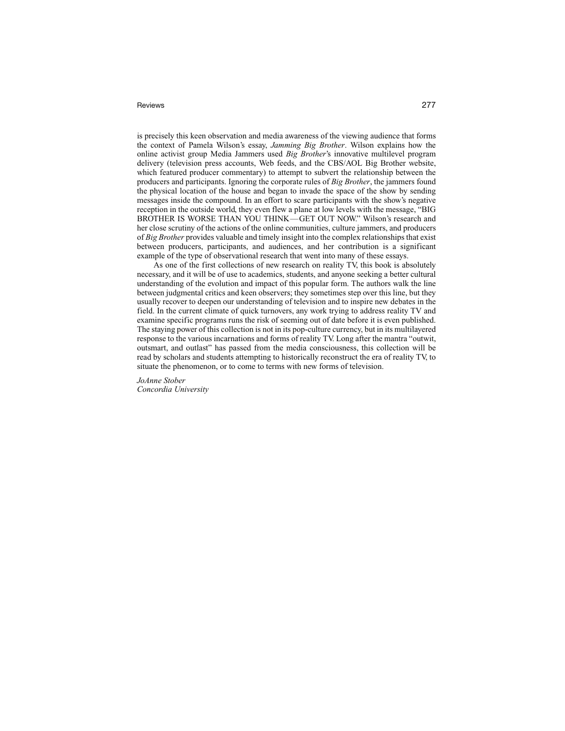is precisely this keen observation and media awareness of the viewing audience that forms the context of Pamela Wilson's essay, *Jamming Big Brother*. Wilson explains how the online activist group Media Jammers used *Big Brother*'s innovative multilevel program delivery (television press accounts, Web feeds, and the CBS/AOL Big Brother website, which featured producer commentary) to attempt to subvert the relationship between the producers and participants. Ignoring the corporate rules of *Big Brother*, the jammers found the physical location of the house and began to invade the space of the show by sending messages inside the compound. In an effort to scare participants with the show's negative reception in the outside world, they even flew a plane at low levels with the message, "BIG BROTHER IS WORSE THAN YOU THINK—GET OUT NOW." Wilson's research and her close scrutiny of the actions of the online communities, culture jammers, and producers of *Big Brother* provides valuable and timely insight into the complex relationships that exist between producers, participants, and audiences, and her contribution is a significant example of the type of observational research that went into many of these essays.

As one of the first collections of new research on reality TV, this book is absolutely necessary, and it will be of use to academics, students, and anyone seeking a better cultural understanding of the evolution and impact of this popular form. The authors walk the line between judgmental critics and keen observers; they sometimes step over this line, but they usually recover to deepen our understanding of television and to inspire new debates in the field. In the current climate of quick turnovers, any work trying to address reality TV and examine specific programs runs the risk of seeming out of date before it is even published. The staying power of this collection is not in its pop-culture currency, but in its multilayered response to the various incarnations and forms of reality TV. Long after the mantra "outwit, outsmart, and outlast" has passed from the media consciousness, this collection will be read by scholars and students attempting to historically reconstruct the era of reality TV, to situate the phenomenon, or to come to terms with new forms of television.

*JoAnne Stober*
*Concordia University*